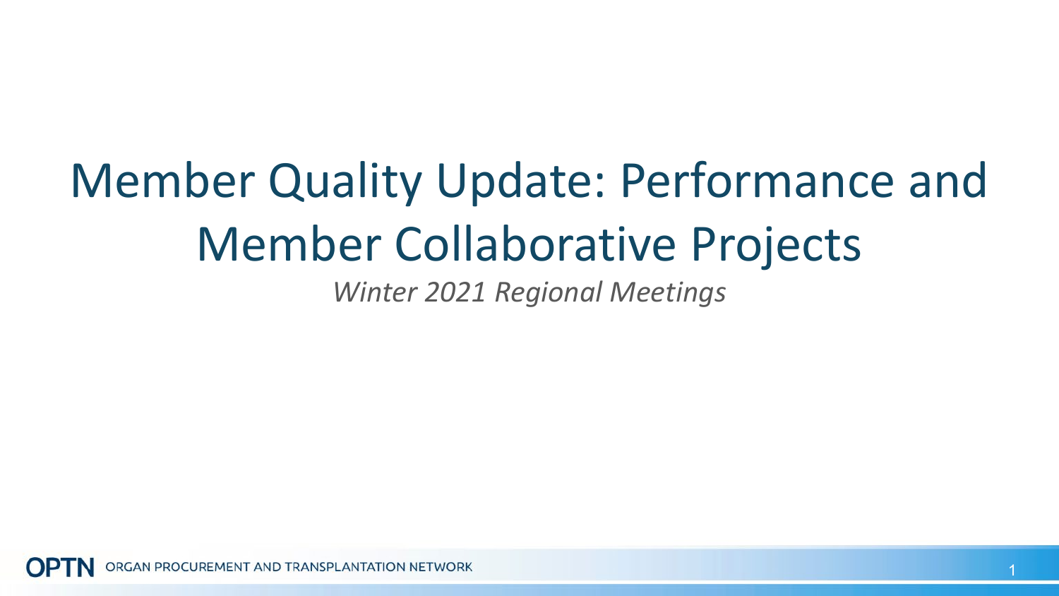# Member Quality Update: Performance and Member Collaborative Projects

*Winter 2021 Regional Meetings*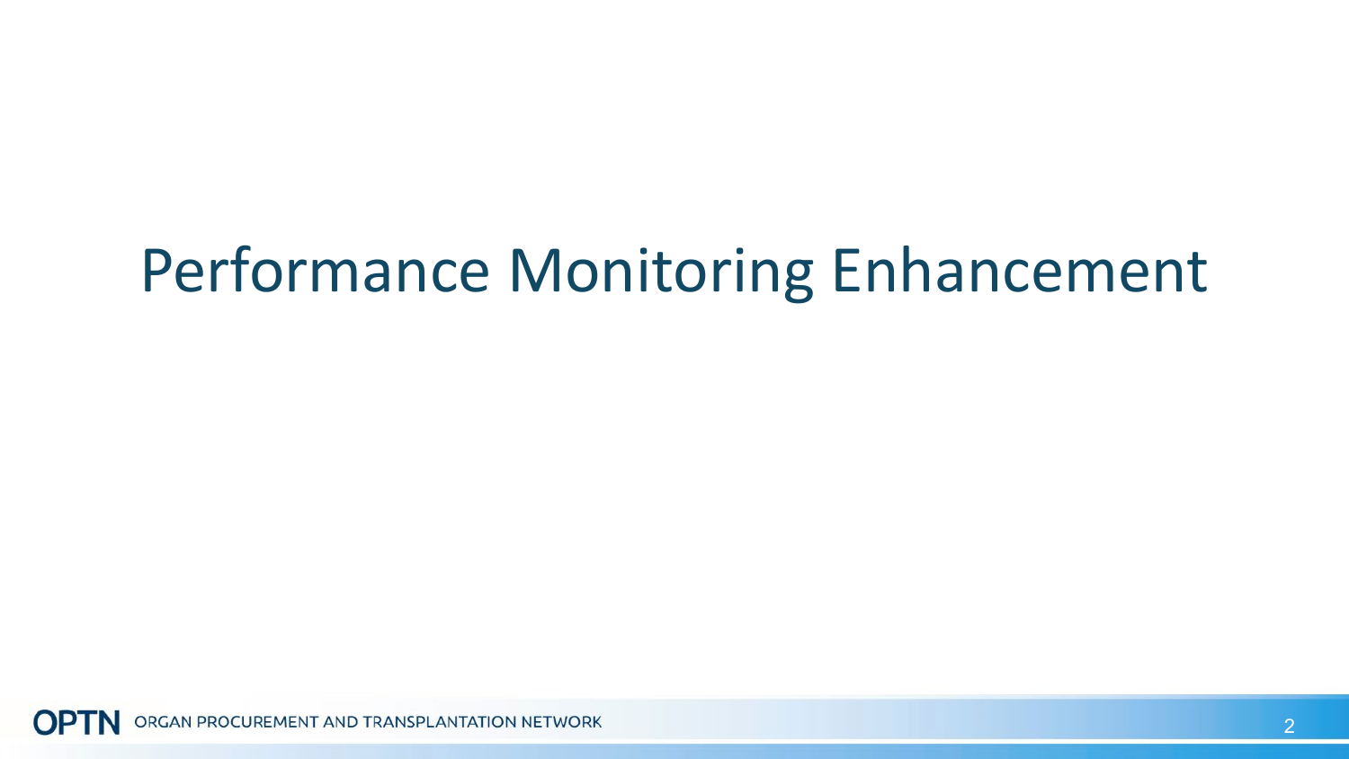# Performance Monitoring Enhancement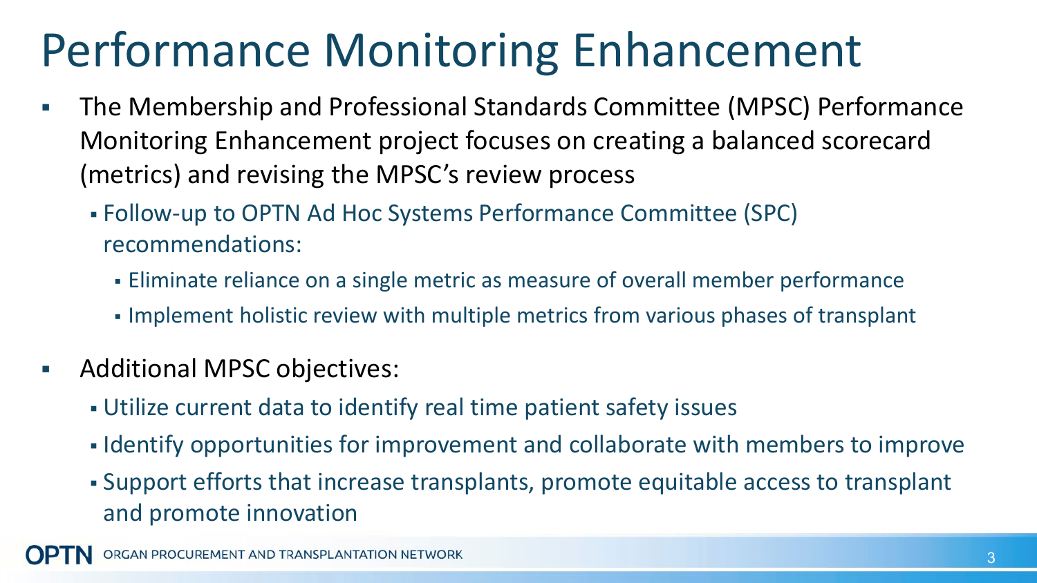# Performance Monitoring Enhancement

- The Membership and Professional Standards Committee (MPSC) Performance Monitoring Enhancement project focuses on creating a balanced scorecard (metrics) and revising the MPSC's review process
  - Follow-up to OPTN Ad Hoc Systems Performance Committee (SPC) recommendations:
    - Eliminate reliance on a single metric as measure of overall member performance
    - Implement holistic review with multiple metrics from various phases of transplant
- Additional MPSC objectives:
  - Utilize current data to identify real time patient safety issues
  - Identify opportunities for improvement and collaborate with members to improve
  - Support efforts that increase transplants, promote equitable access to transplant and promote innovation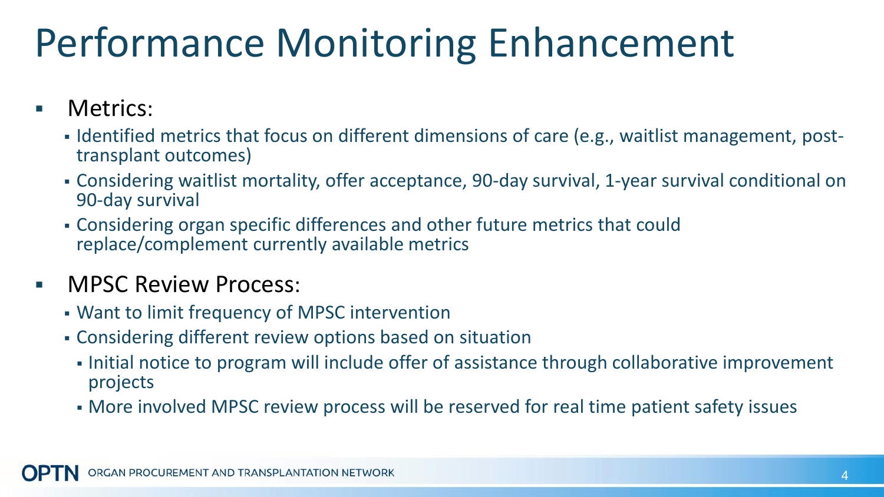# Performance Monitoring Enhancement

- Metrics:
  - Identified metrics that focus on different dimensions of care (e.g., waitlist management, post-transplant outcomes)
  - Considering waitlist mortality, offer acceptance, 90-day survival, 1-year survival conditional on 90-day survival
  - Considering organ specific differences and other future metrics that could replace/complement currently available metrics
- MPSC Review Process:
  - Want to limit frequency of MPSC intervention
  - Considering different review options based on situation
    - Initial notice to program will include offer of assistance through collaborative improvement projects
    - More involved MPSC review process will be reserved for real time patient safety issues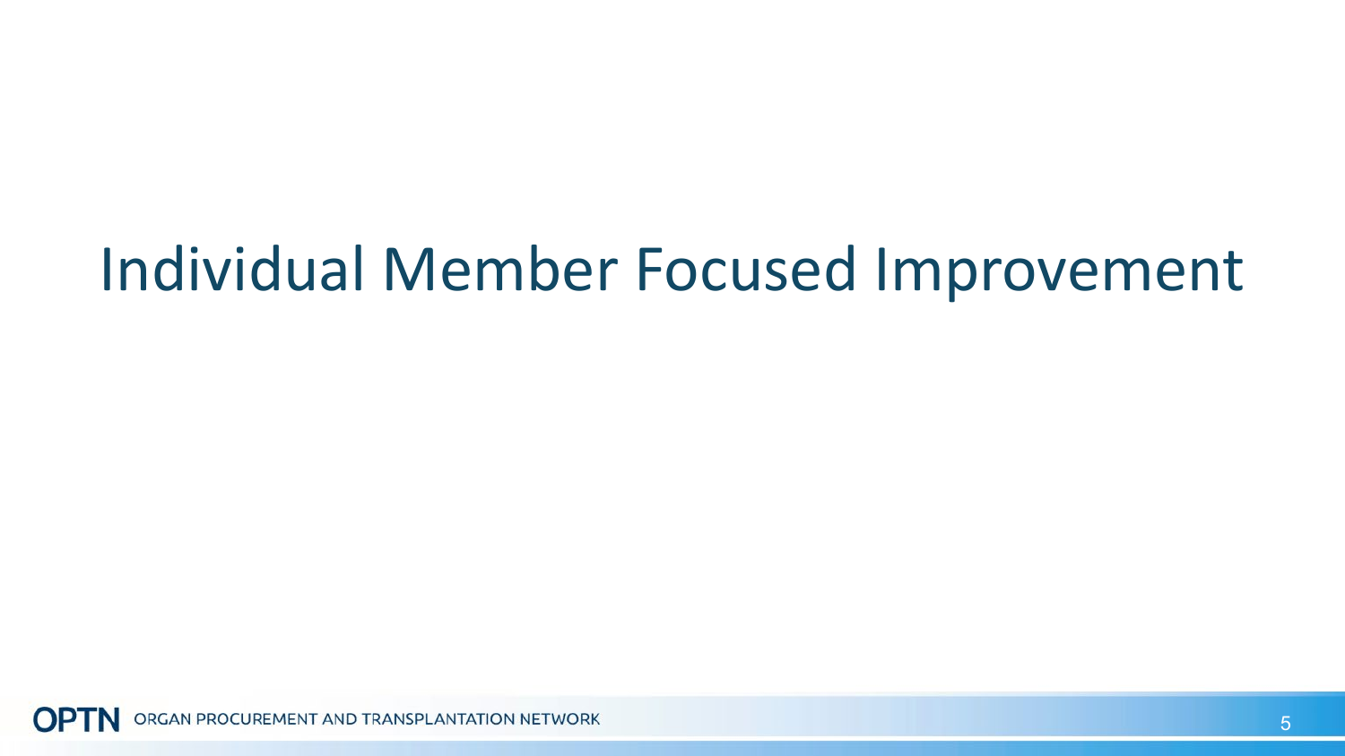# Individual Member Focused Improvement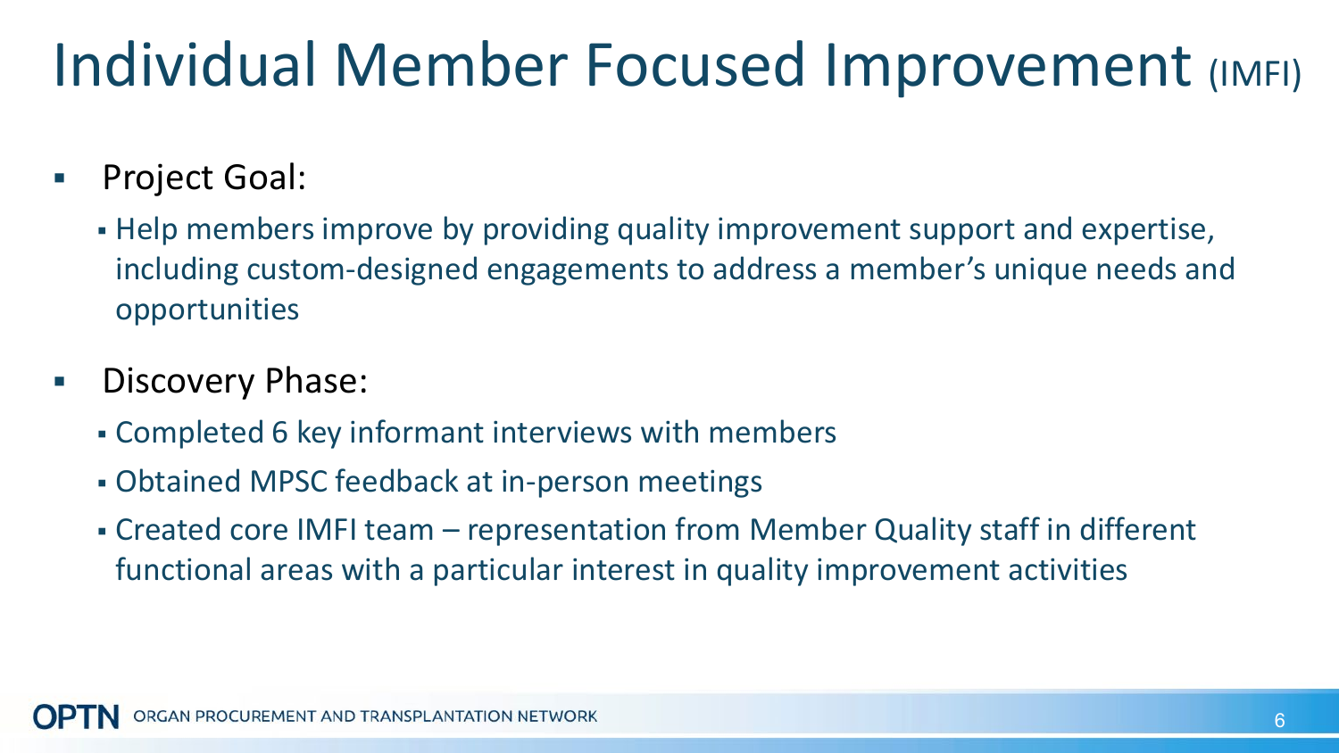# Individual Member Focused Improvement (IMFI)

- Project Goal:
  - Help members improve by providing quality improvement support and expertise, including custom-designed engagements to address a member's unique needs and opportunities
- Discovery Phase:
  - Completed 6 key informant interviews with members
  - Obtained MPSC feedback at in-person meetings
  - Created core IMFI team – representation from Member Quality staff in different functional areas with a particular interest in quality improvement activities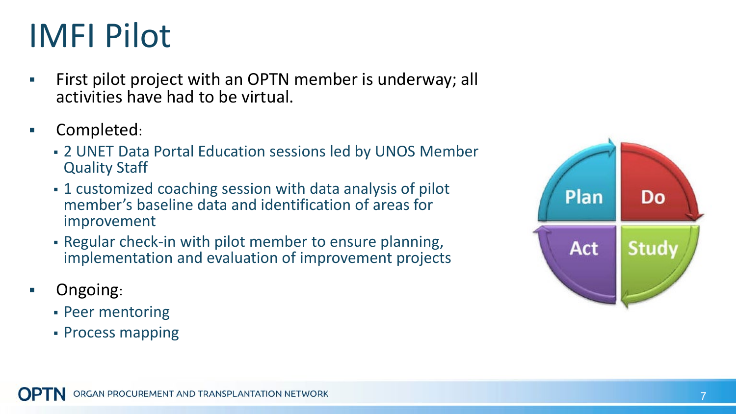# IMFI Pilot

- First pilot project with an OPTN member is underway; all activities have had to be virtual.
- Completed:
  - 2 UNET Data Portal Education sessions led by UNOS Member Quality Staff
  - 1 customized coaching session with data analysis of pilot member's baseline data and identification of areas for improvement
  - Regular check-in with pilot member to ensure planning, implementation and evaluation of improvement projects
- Ongoing:
  - Peer mentoring
  - Process mapping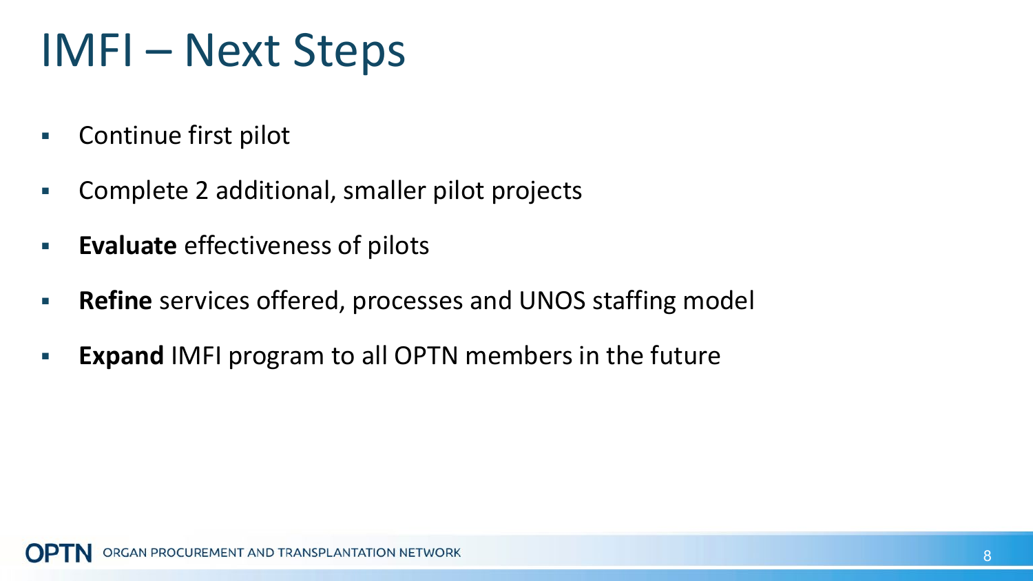# IMFI – Next Steps

- Continue first pilot
- Complete 2 additional, smaller pilot projects
- **Evaluate** effectiveness of pilots
- **Refine** services offered, processes and UNOS staffing model
- **Expand** IMFI program to all OPTN members in the future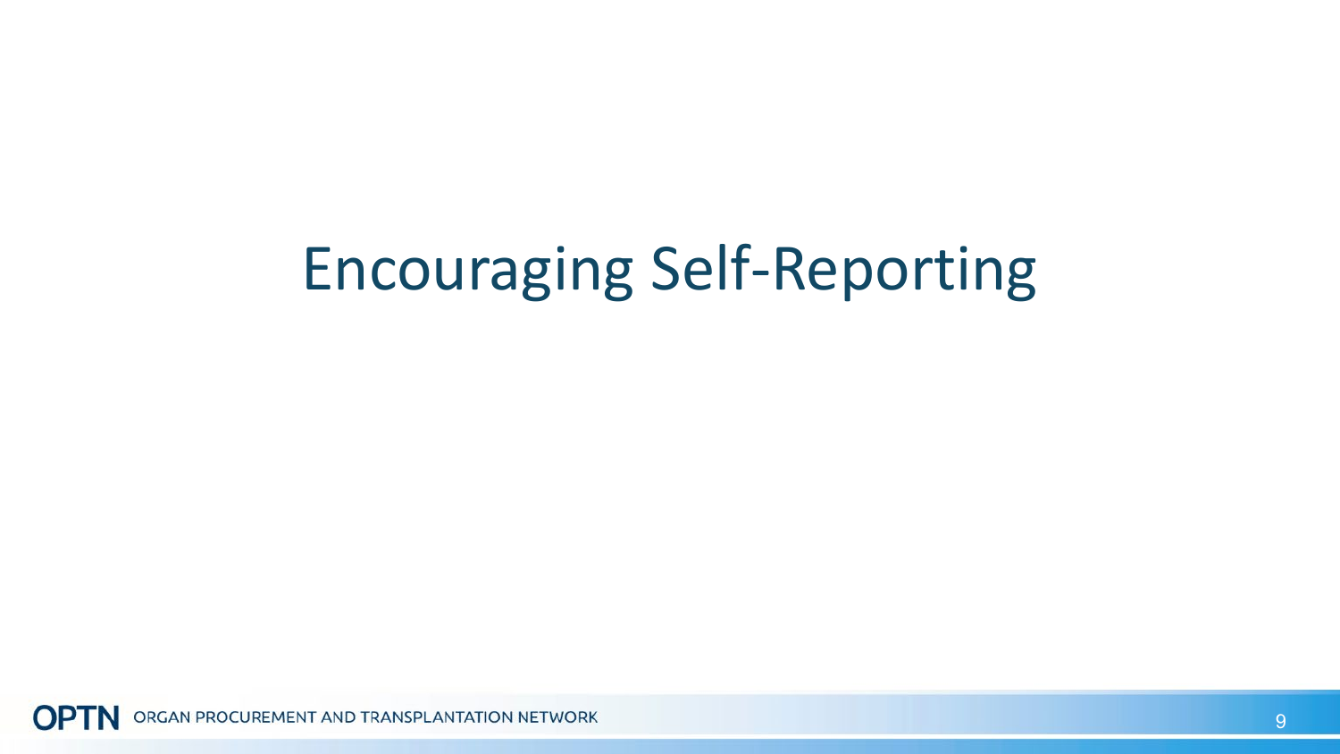# Encouraging Self-Reporting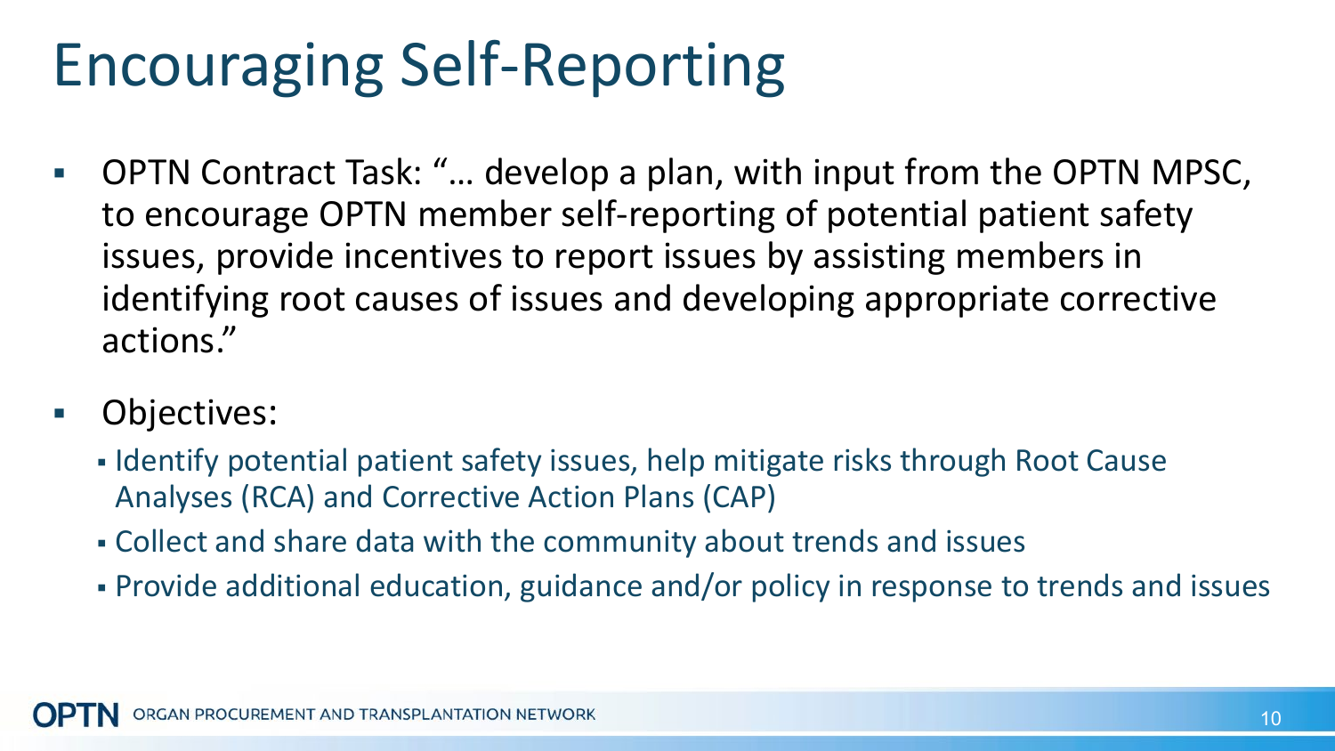# Encouraging Self-Reporting

- OPTN Contract Task: "… develop a plan, with input from the OPTN MPSC, to encourage OPTN member self-reporting of potential patient safety issues, provide incentives to report issues by assisting members in identifying root causes of issues and developing appropriate corrective actions."
- Objectives:
  - Identify potential patient safety issues, help mitigate risks through Root Cause Analyses (RCA) and Corrective Action Plans (CAP)
  - Collect and share data with the community about trends and issues
  - Provide additional education, guidance and/or policy in response to trends and issues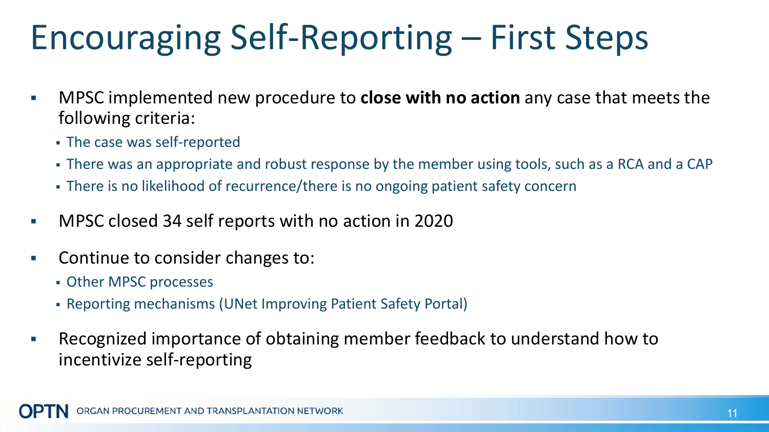# Encouraging Self-Reporting – First Steps

- MPSC implemented new procedure to **close with no action** any case that meets the following criteria:
  - The case was self-reported
  - There was an appropriate and robust response by the member using tools, such as a RCA and a CAP
  - There is no likelihood of recurrence/there is no ongoing patient safety concern
- MPSC closed 34 self reports with no action in 2020
- Continue to consider changes to:
  - Other MPSC processes
  - Reporting mechanisms (UNet Improving Patient Safety Portal)
- Recognized importance of obtaining member feedback to understand how to incentivize self-reporting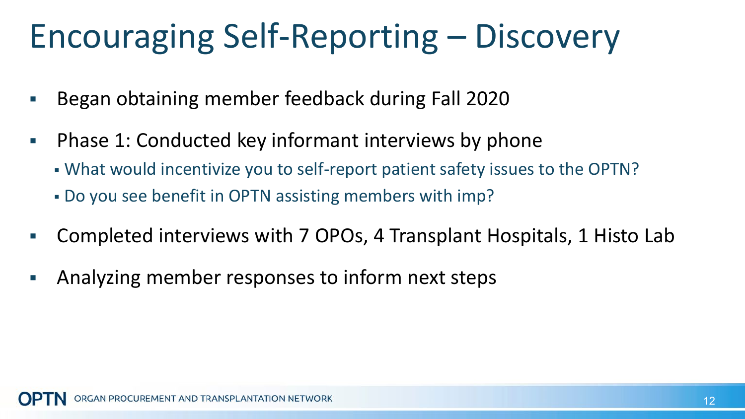# Encouraging Self-Reporting – Discovery

- Began obtaining member feedback during Fall 2020
- Phase 1: Conducted key informant interviews by phone
  - What would incentivize you to self-report patient safety issues to the OPTN?
  - Do you see benefit in OPTN assisting members with imp?
- Completed interviews with 7 OPOs, 4 Transplant Hospitals, 1 Histo Lab
- Analyzing member responses to inform next steps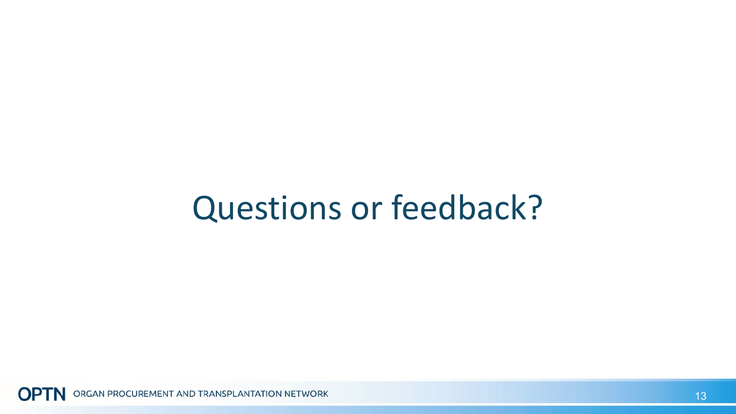# Questions or feedback?